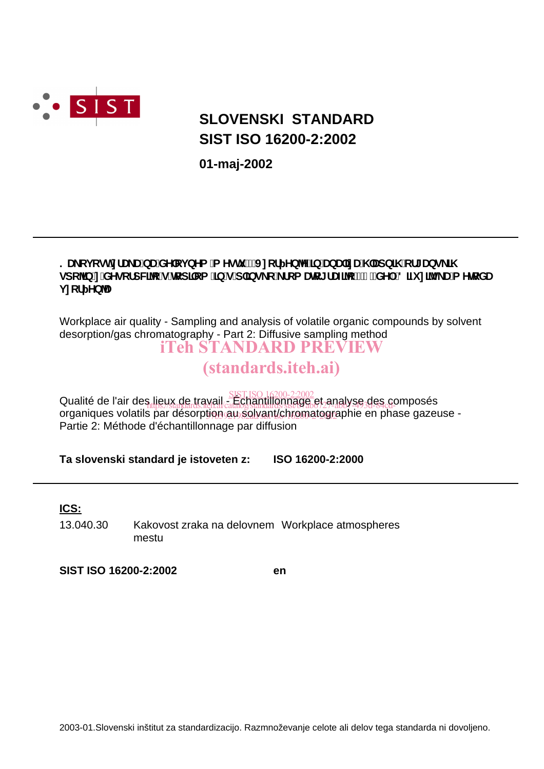**SLOVENSKI STANDARD**
**SIST ISO 16200-2:2002**

**01-maj-2002**

---

**Kakovost zraka na delovnem mestu - Vzorčenje in analiza hlapnih organskih spojin z desorpcijo s topilom in s plinsko kromatografijo - 2. del: Difuzijska metoda vzorčenja**

Workplace air quality - Sampling and analysis of volatile organic compounds by solvent desorption/gas chromatography - Part 2: Diffusive sampling method

Qualité de l'air des lieux de travail - Échantillonnage et analyse des composés organiques volatils par désorption au solvant/chromatographie en phase gazeuse - Partie 2: Méthode d'échantillonnage par diffusion

**Ta slovenski standard je istoveten z:** **ISO 16200-2:2000**

---

**ICS:**

| | | |
|---|---|---|
| 13.040.30 | Kakovost zraka na delovnem mestu | Workplace atmospheres |

**SIST ISO 16200-2:2002** **en**

2003-01.Slovenski inštitut za standardizacijo. Razmnoževanje celote ali delov tega standarda ni dovoljeno.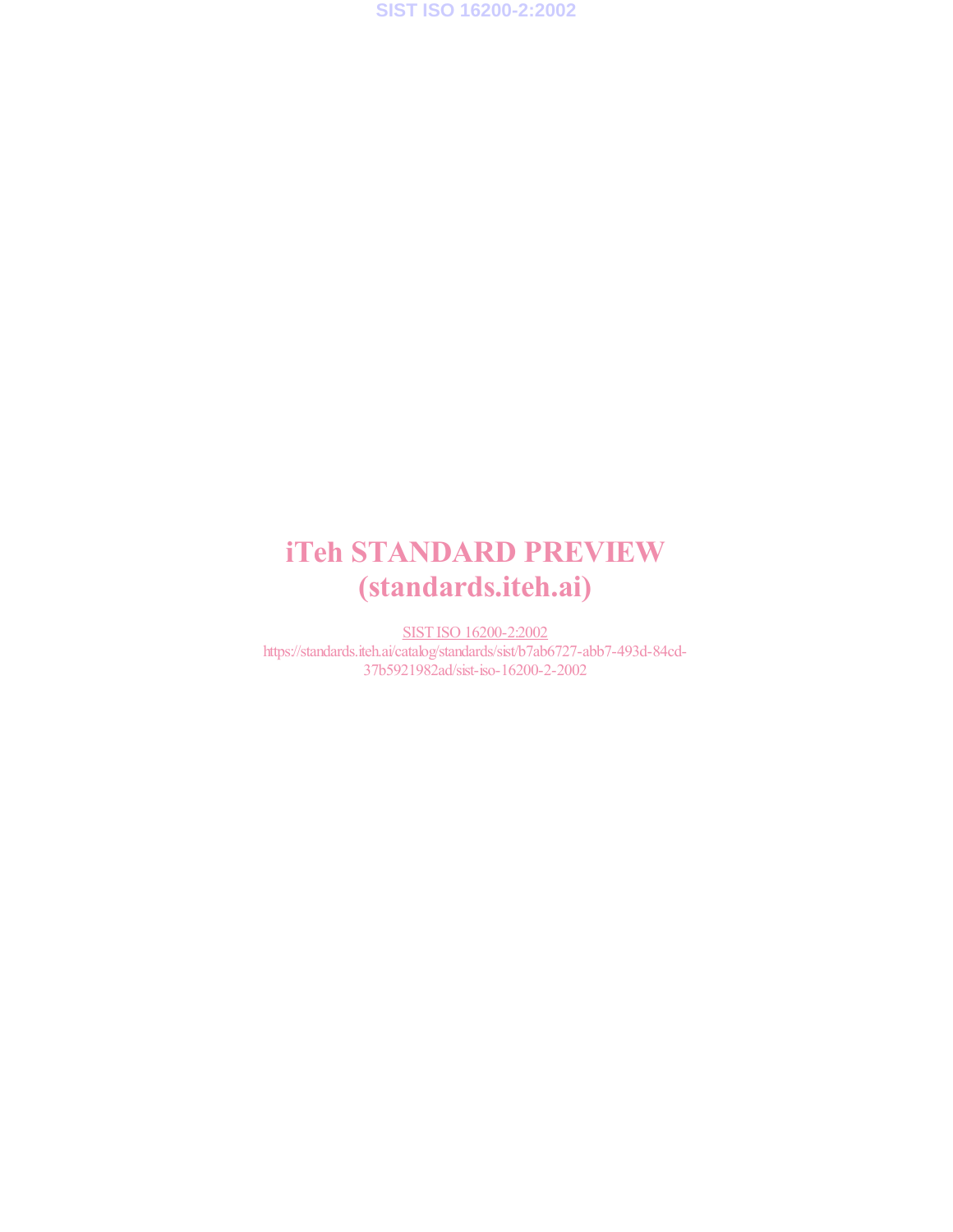# iTeh STANDARD PREVIEW
# (standards.iteh.ai)

SIST ISO 16200-2:2002

https://standards.iteh.ai/catalog/standards/sist/b7ab6727-abb7-493d-84cd-37b5921982ad/sist-iso-16200-2-2002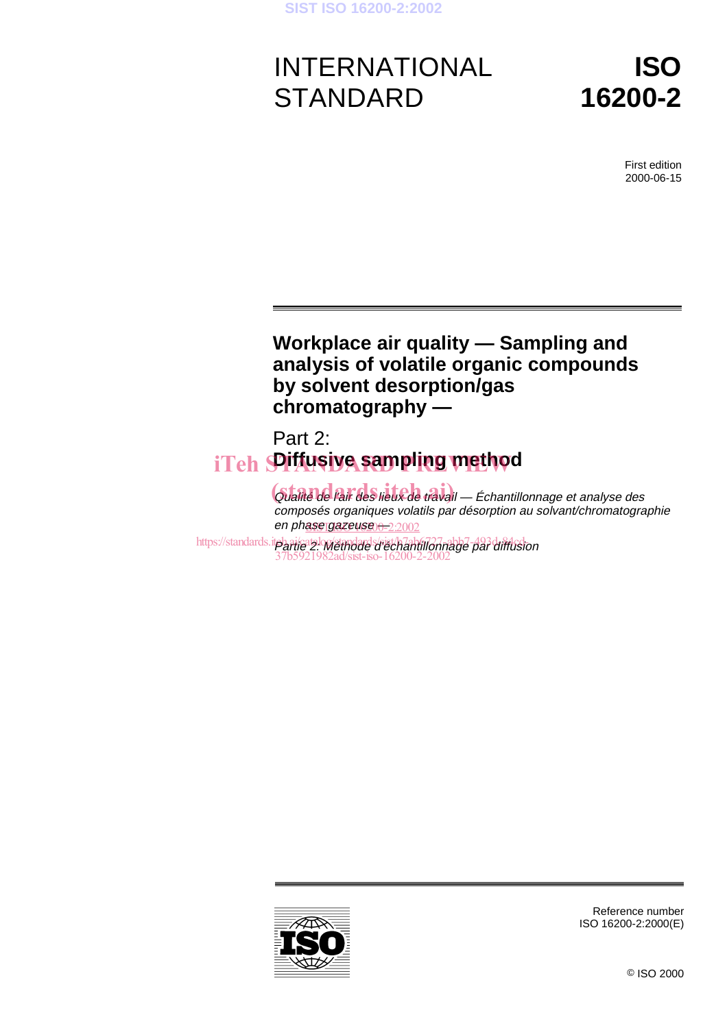# INTERNATIONAL STANDARD

# ISO 16200-2

First edition
2000-06-15

## Workplace air quality — Sampling and analysis of volatile organic compounds by solvent desorption/gas chromatography —

## Part 2: Diffusive sampling method

*Qualité de l'air des lieux de travail — Échantillonnage et analyse des composés organiques volatils par désorption au solvant/chromatographie en phase gazeuse —*

*Partie 2: Méthode d'échantillonnage par diffusion*

Reference number
ISO 16200-2:2000(E)

© ISO 2000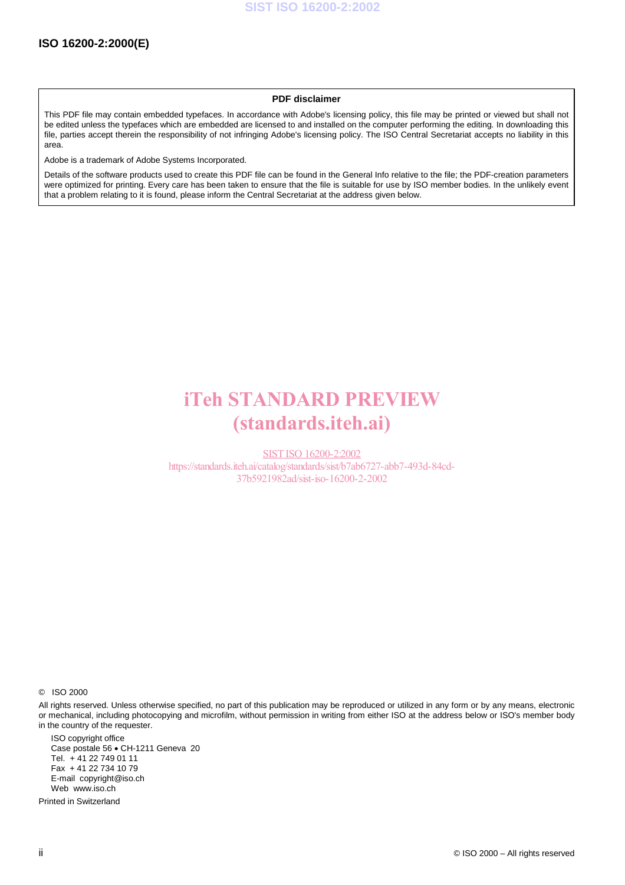**PDF disclaimer**

This PDF file may contain embedded typefaces. In accordance with Adobe's licensing policy, this file may be printed or viewed but shall not be edited unless the typefaces which are embedded are licensed to and installed on the computer performing the editing. In downloading this file, parties accept therein the responsibility of not infringing Adobe's licensing policy. The ISO Central Secretariat accepts no liability in this area.

Adobe is a trademark of Adobe Systems Incorporated.

Details of the software products used to create this PDF file can be found in the General Info relative to the file; the PDF-creation parameters were optimized for printing. Every care has been taken to ensure that the file is suitable for use by ISO member bodies. In the unlikely event that a problem relating to it is found, please inform the Central Secretariat at the address given below.

iTeh STANDARD PREVIEW
(standards.iteh.ai)

SIST ISO 16200-2:2002
https://standards.iteh.ai/catalog/standards/sist/b7ab6727-abb7-493d-84cd-37b5921982ad/sist-iso-16200-2-2002

© ISO 2000

All rights reserved. Unless otherwise specified, no part of this publication may be reproduced or utilized in any form or by any means, electronic or mechanical, including photocopying and microfilm, without permission in writing from either ISO at the address below or ISO's member body in the country of the requester.

ISO copyright office
Case postale 56 • CH-1211 Geneva 20
Tel. + 41 22 749 01 11
Fax + 41 22 734 10 79
E-mail copyright@iso.ch
Web www.iso.ch

Printed in Switzerland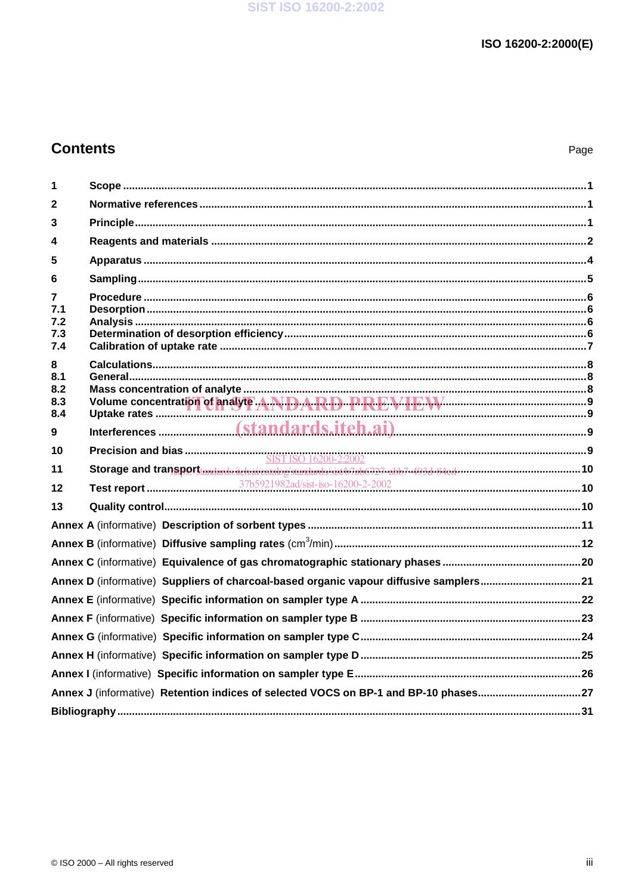## Contents

Page

1 Scope ....1
2 Normative references ....1
3 Principle ....1
4 Reagents and materials ....2
5 Apparatus ....4
6 Sampling ....5
7 Procedure ....6
7.1 Desorption ....6
7.2 Analysis ....6
7.3 Determination of desorption efficiency ....6
7.4 Calibration of uptake rate ....7
8 Calculations ....8
8.1 General ....8
8.2 Mass concentration of analyte ....8
8.3 Volume concentration of analyte ....9
8.4 Uptake rates ....9
9 Interferences ....9
10 Precision and bias ....9
11 Storage and transport ....10
12 Test report ....10
13 Quality control ....10
Annex A (informative) Description of sorbent types ....11
Annex B (informative) Diffusive sampling rates (cm$^3$/min) ....12
Annex C (informative) Equivalence of gas chromatographic stationary phases ....20
Annex D (informative) Suppliers of charcoal-based organic vapour diffusive samplers ....21
Annex E (informative) Specific information on sampler type A ....22
Annex F (informative) Specific information on sampler type B ....23
Annex G (informative) Specific information on sampler type C ....24
Annex H (informative) Specific information on sampler type D ....25
Annex I (informative) Specific information on sampler type E ....26
Annex J (informative) Retention indices of selected VOCS on BP-1 and BP-10 phases ....27
Bibliography ....31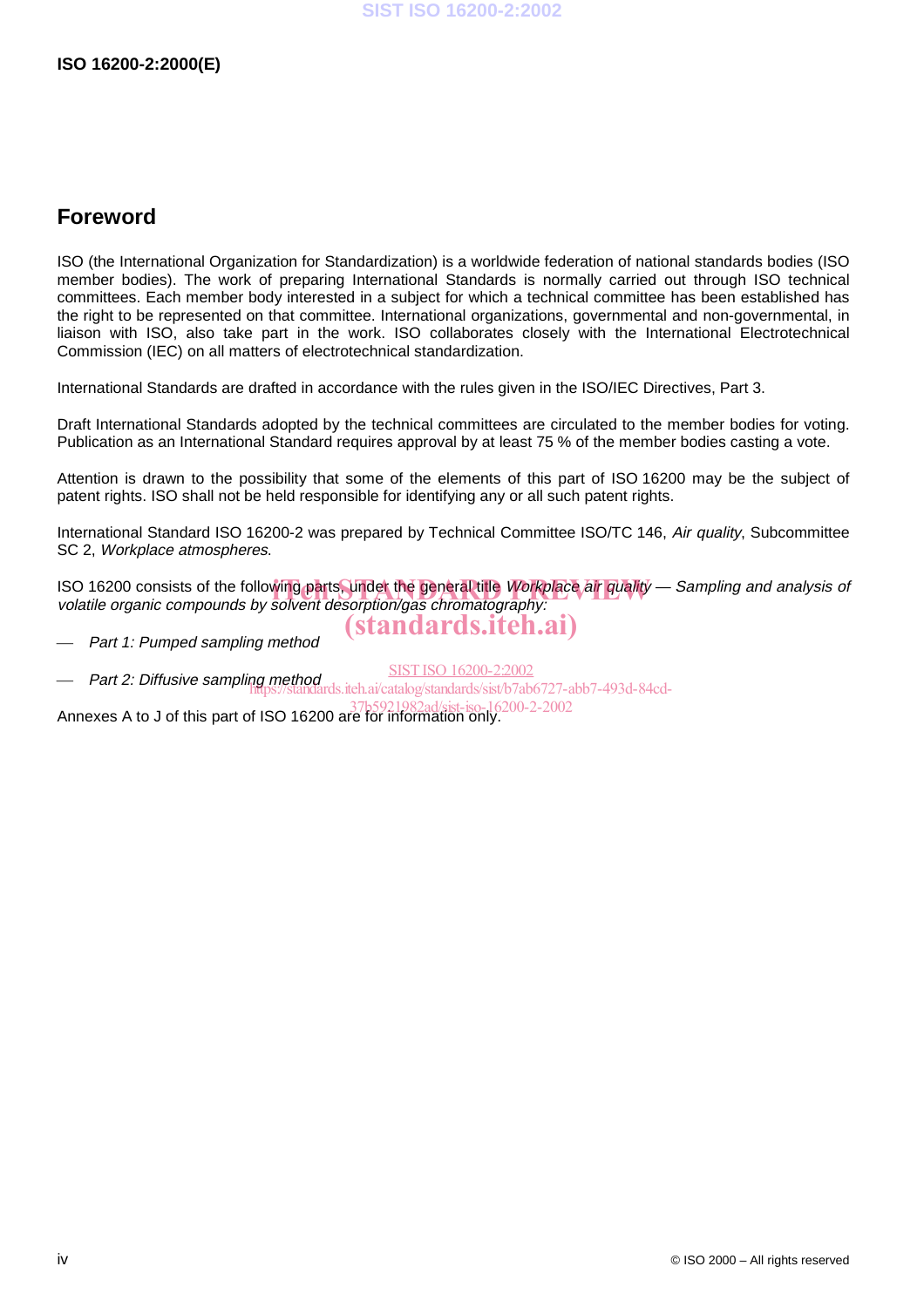## Foreword

ISO (the International Organization for Standardization) is a worldwide federation of national standards bodies (ISO member bodies). The work of preparing International Standards is normally carried out through ISO technical committees. Each member body interested in a subject for which a technical committee has been established has the right to be represented on that committee. International organizations, governmental and non-governmental, in liaison with ISO, also take part in the work. ISO collaborates closely with the International Electrotechnical Commission (IEC) on all matters of electrotechnical standardization.

International Standards are drafted in accordance with the rules given in the ISO/IEC Directives, Part 3.

Draft International Standards adopted by the technical committees are circulated to the member bodies for voting. Publication as an International Standard requires approval by at least 75 % of the member bodies casting a vote.

Attention is drawn to the possibility that some of the elements of this part of ISO 16200 may be the subject of patent rights. ISO shall not be held responsible for identifying any or all such patent rights.

International Standard ISO 16200-2 was prepared by Technical Committee ISO/TC 146, *Air quality*, Subcommittee SC 2, *Workplace atmospheres.*

ISO 16200 consists of the following parts, under the general title *Workplace air quality — Sampling and analysis of volatile organic compounds by solvent desorption/gas chromatography:*

- *Part 1: Pumped sampling method*
- *Part 2: Diffusive sampling method*

Annexes A to J of this part of ISO 16200 are for information only.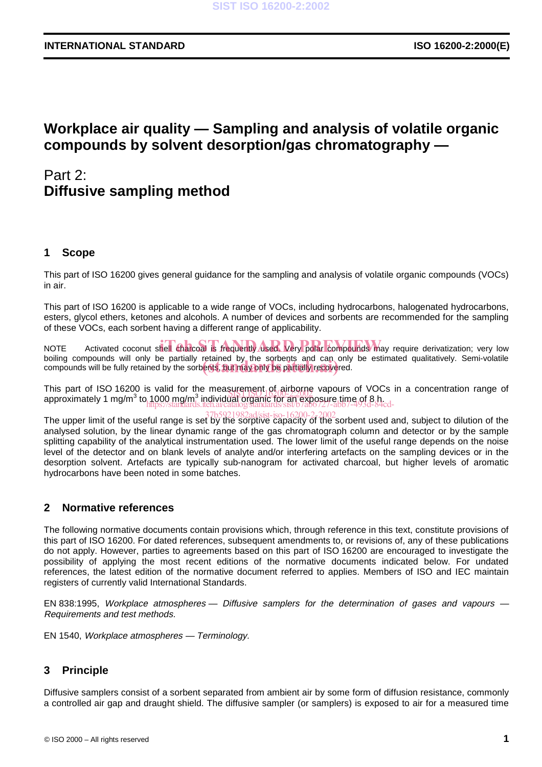# Workplace air quality — Sampling and analysis of volatile organic compounds by solvent desorption/gas chromatography —

# Part 2: Diffusive sampling method

## 1 Scope

This part of ISO 16200 gives general guidance for the sampling and analysis of volatile organic compounds (VOCs) in air.

This part of ISO 16200 is applicable to a wide range of VOCs, including hydrocarbons, halogenated hydrocarbons, esters, glycol ethers, ketones and alcohols. A number of devices and sorbents are recommended for the sampling of these VOCs, each sorbent having a different range of applicability.

NOTE Activated coconut shell charcoal is frequently used. Very polar compounds may require derivatization; very low boiling compounds will only be partially retained by the sorbents and can only be estimated qualitatively. Semi-volatile compounds will be fully retained by the sorbents, but may only be partially recovered.

This part of ISO 16200 is valid for the measurement of airborne vapours of VOCs in a concentration range of approximately 1 mg/m$^3$ to 1000 mg/m$^3$ individual organic for an exposure time of 8 h.

The upper limit of the useful range is set by the sorptive capacity of the sorbent used and, subject to dilution of the analysed solution, by the linear dynamic range of the gas chromatograph column and detector or by the sample splitting capability of the analytical instrumentation used. The lower limit of the useful range depends on the noise level of the detector and on blank levels of analyte and/or interfering artefacts on the sampling devices or in the desorption solvent. Artefacts are typically sub-nanogram for activated charcoal, but higher levels of aromatic hydrocarbons have been noted in some batches.

## 2 Normative references

The following normative documents contain provisions which, through reference in this text, constitute provisions of this part of ISO 16200. For dated references, subsequent amendments to, or revisions of, any of these publications do not apply. However, parties to agreements based on this part of ISO 16200 are encouraged to investigate the possibility of applying the most recent editions of the normative documents indicated below. For undated references, the latest edition of the normative document referred to applies. Members of ISO and IEC maintain registers of currently valid International Standards.

EN 838:1995, *Workplace atmospheres — Diffusive samplers for the determination of gases and vapours — Requirements and test methods.*

EN 1540, *Workplace atmospheres — Terminology.*

## 3 Principle

Diffusive samplers consist of a sorbent separated from ambient air by some form of diffusion resistance, commonly a controlled air gap and draught shield. The diffusive sampler (or samplers) is exposed to air for a measured time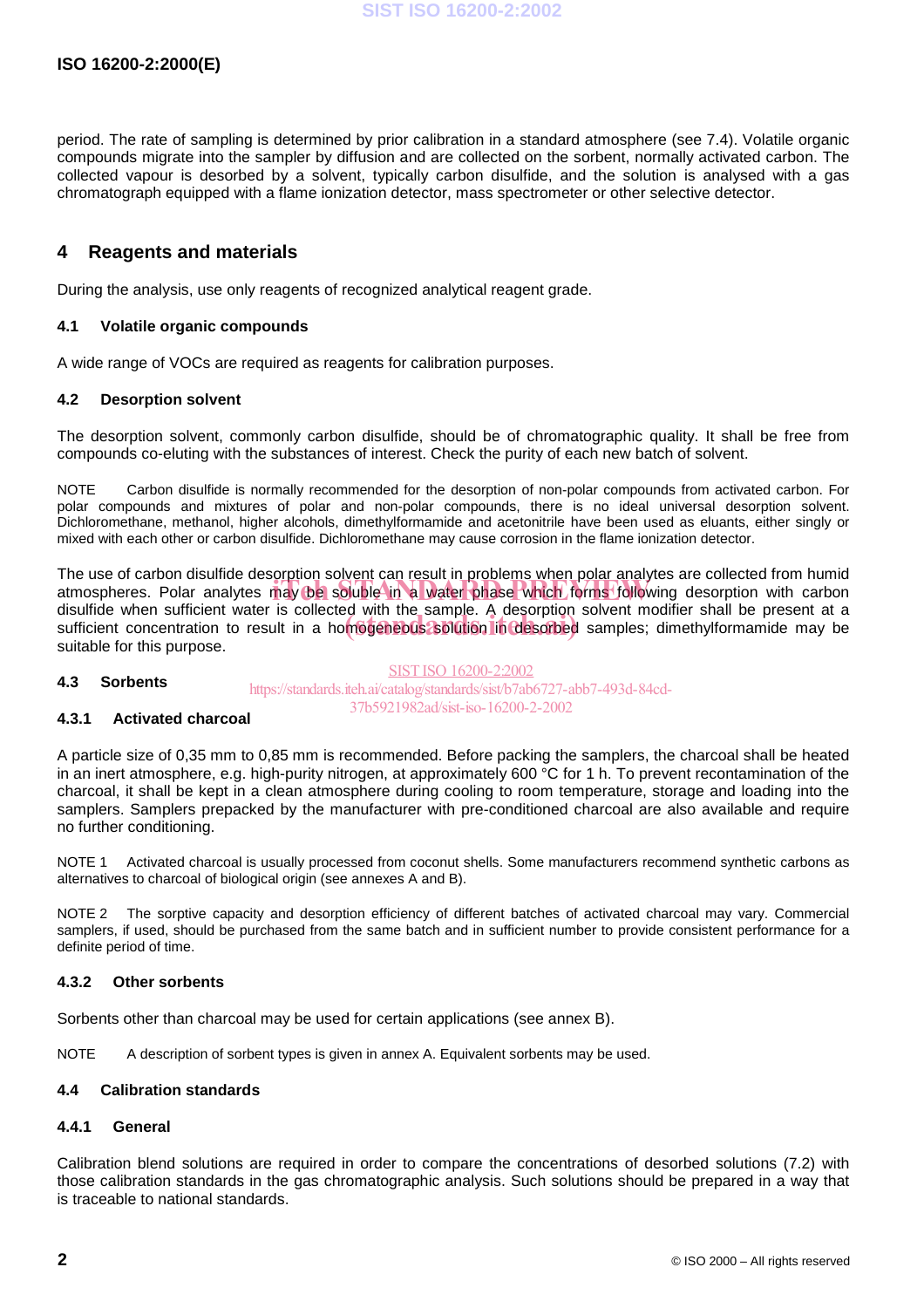period. The rate of sampling is determined by prior calibration in a standard atmosphere (see 7.4). Volatile organic compounds migrate into the sampler by diffusion and are collected on the sorbent, normally activated carbon. The collected vapour is desorbed by a solvent, typically carbon disulfide, and the solution is analysed with a gas chromatograph equipped with a flame ionization detector, mass spectrometer or other selective detector.

## 4 Reagents and materials

During the analysis, use only reagents of recognized analytical reagent grade.

### 4.1 Volatile organic compounds

A wide range of VOCs are required as reagents for calibration purposes.

### 4.2 Desorption solvent

The desorption solvent, commonly carbon disulfide, should be of chromatographic quality. It shall be free from compounds co-eluting with the substances of interest. Check the purity of each new batch of solvent.

NOTE Carbon disulfide is normally recommended for the desorption of non-polar compounds from activated carbon. For polar compounds and mixtures of polar and non-polar compounds, there is no ideal universal desorption solvent. Dichloromethane, methanol, higher alcohols, dimethylformamide and acetonitrile have been used as eluants, either singly or mixed with each other or carbon disulfide. Dichloromethane may cause corrosion in the flame ionization detector.

The use of carbon disulfide desorption solvent can result in problems when polar analytes are collected from humid atmospheres. Polar analytes may be soluble in a water phase which forms following desorption with carbon disulfide when sufficient water is collected with the sample. A desorption solvent modifier shall be present at a sufficient concentration to result in a homogeneous solution in desorbed samples; dimethylformamide may be suitable for this purpose.

### 4.3 Sorbents

#### 4.3.1 Activated charcoal

A particle size of 0,35 mm to 0,85 mm is recommended. Before packing the samplers, the charcoal shall be heated in an inert atmosphere, e.g. high-purity nitrogen, at approximately 600 °C for 1 h. To prevent recontamination of the charcoal, it shall be kept in a clean atmosphere during cooling to room temperature, storage and loading into the samplers. Samplers prepacked by the manufacturer with pre-conditioned charcoal are also available and require no further conditioning.

NOTE 1 Activated charcoal is usually processed from coconut shells. Some manufacturers recommend synthetic carbons as alternatives to charcoal of biological origin (see annexes A and B).

NOTE 2 The sorptive capacity and desorption efficiency of different batches of activated charcoal may vary. Commercial samplers, if used, should be purchased from the same batch and in sufficient number to provide consistent performance for a definite period of time.

#### 4.3.2 Other sorbents

Sorbents other than charcoal may be used for certain applications (see annex B).

NOTE A description of sorbent types is given in annex A. Equivalent sorbents may be used.

### 4.4 Calibration standards

#### 4.4.1 General

Calibration blend solutions are required in order to compare the concentrations of desorbed solutions (7.2) with those calibration standards in the gas chromatographic analysis. Such solutions should be prepared in a way that is traceable to national standards.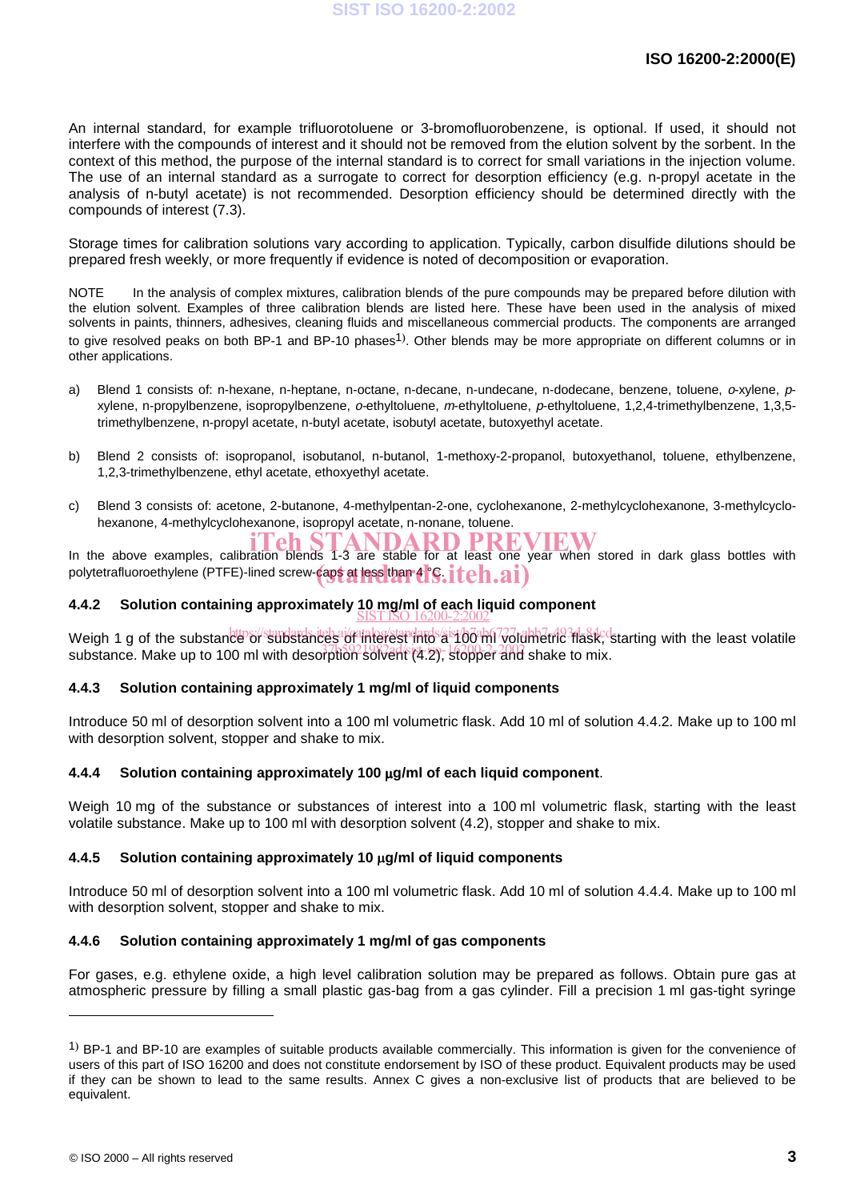An internal standard, for example trifluorotoluene or 3-bromofluorobenzene, is optional. If used, it should not interfere with the compounds of interest and it should not be removed from the elution solvent by the sorbent. In the context of this method, the purpose of the internal standard is to correct for small variations in the injection volume. The use of an internal standard as a surrogate to correct for desorption efficiency (e.g. n-propyl acetate in the analysis of n-butyl acetate) is not recommended. Desorption efficiency should be determined directly with the compounds of interest (7.3).

Storage times for calibration solutions vary according to application. Typically, carbon disulfide dilutions should be prepared fresh weekly, or more frequently if evidence is noted of decomposition or evaporation.

NOTE In the analysis of complex mixtures, calibration blends of the pure compounds may be prepared before dilution with the elution solvent. Examples of three calibration blends are listed here. These have been used in the analysis of mixed solvents in paints, thinners, adhesives, cleaning fluids and miscellaneous commercial products. The components are arranged to give resolved peaks on both BP-1 and BP-10 phases[1)]. Other blends may be more appropriate on different columns or in other applications.

a) Blend 1 consists of: n-hexane, n-heptane, n-octane, n-decane, n-undecane, n-dodecane, benzene, toluene, *o*-xylene, *p*-xylene, n-propylbenzene, isopropylbenzene, *o*-ethyltoluene, *m*-ethyltoluene, *p*-ethyltoluene, 1,2,4-trimethylbenzene, 1,3,5-trimethylbenzene, n-propyl acetate, n-butyl acetate, isobutyl acetate, butoxyethyl acetate.

b) Blend 2 consists of: isopropanol, isobutanol, n-butanol, 1-methoxy-2-propanol, butoxyethanol, toluene, ethylbenzene, 1,2,3-trimethylbenzene, ethyl acetate, ethoxyethyl acetate.

c) Blend 3 consists of: acetone, 2-butanone, 4-methylpentan-2-one, cyclohexanone, 2-methylcyclohexanone, 3-methylcyclohexanone, 4-methylcyclohexanone, isopropyl acetate, n-nonane, toluene.

In the above examples, calibration blends 1-3 are stable for at least one year when stored in dark glass bottles with polytetrafluoroethylene (PTFE)-lined screw-caps at less than 4 °C.

#### 4.4.2 Solution containing approximately 10 mg/ml of each liquid component

Weigh 1 g of the substance or substances of interest into a 100 ml volumetric flask, starting with the least volatile substance. Make up to 100 ml with desorption solvent (4.2), stopper and shake to mix.

#### 4.4.3 Solution containing approximately 1 mg/ml of liquid components

Introduce 50 ml of desorption solvent into a 100 ml volumetric flask. Add 10 ml of solution 4.4.2. Make up to 100 ml with desorption solvent, stopper and shake to mix.

#### 4.4.4 Solution containing approximately 100 μg/ml of each liquid component.

Weigh 10 mg of the substance or substances of interest into a 100 ml volumetric flask, starting with the least volatile substance. Make up to 100 ml with desorption solvent (4.2), stopper and shake to mix.

#### 4.4.5 Solution containing approximately 10 μg/ml of liquid components

Introduce 50 ml of desorption solvent into a 100 ml volumetric flask. Add 10 ml of solution 4.4.4. Make up to 100 ml with desorption solvent, stopper and shake to mix.

#### 4.4.6 Solution containing approximately 1 mg/ml of gas components

For gases, e.g. ethylene oxide, a high level calibration solution may be prepared as follows. Obtain pure gas at atmospheric pressure by filling a small plastic gas-bag from a gas cylinder. Fill a precision 1 ml gas-tight syringe

---

[1)] BP-1 and BP-10 are examples of suitable products available commercially. This information is given for the convenience of users of this part of ISO 16200 and does not constitute endorsement by ISO of these product. Equivalent products may be used if they can be shown to lead to the same results. Annex C gives a non-exclusive list of products that are believed to be equivalent.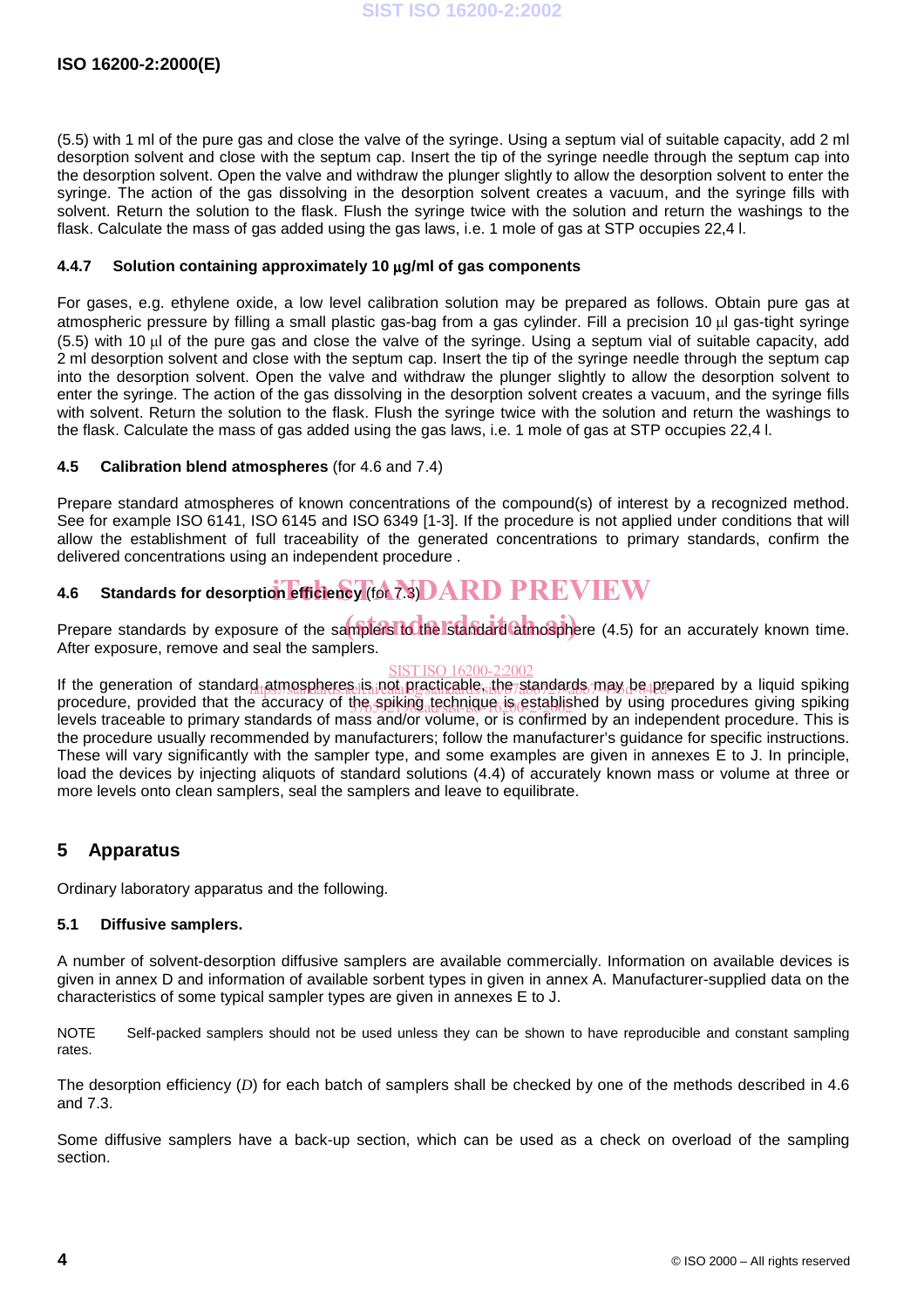(5.5) with 1 ml of the pure gas and close the valve of the syringe. Using a septum vial of suitable capacity, add 2 ml desorption solvent and close with the septum cap. Insert the tip of the syringe needle through the septum cap into the desorption solvent. Open the valve and withdraw the plunger slightly to allow the desorption solvent to enter the syringe. The action of the gas dissolving in the desorption solvent creates a vacuum, and the syringe fills with solvent. Return the solution to the flask. Flush the syringe twice with the solution and return the washings to the flask. Calculate the mass of gas added using the gas laws, i.e. 1 mole of gas at STP occupies 22,4 l.

#### 4.4.7 Solution containing approximately 10 μg/ml of gas components

For gases, e.g. ethylene oxide, a low level calibration solution may be prepared as follows. Obtain pure gas at atmospheric pressure by filling a small plastic gas-bag from a gas cylinder. Fill a precision 10 μl gas-tight syringe (5.5) with 10 μl of the pure gas and close the valve of the syringe. Using a septum vial of suitable capacity, add 2 ml desorption solvent and close with the septum cap. Insert the tip of the syringe needle through the septum cap into the desorption solvent. Open the valve and withdraw the plunger slightly to allow the desorption solvent to enter the syringe. The action of the gas dissolving in the desorption solvent creates a vacuum, and the syringe fills with solvent. Return the solution to the flask. Flush the syringe twice with the solution and return the washings to the flask. Calculate the mass of gas added using the gas laws, i.e. 1 mole of gas at STP occupies 22,4 l.

### 4.5 Calibration blend atmospheres (for 4.6 and 7.4)

Prepare standard atmospheres of known concentrations of the compound(s) of interest by a recognized method. See for example ISO 6141, ISO 6145 and ISO 6349 [1-3]. If the procedure is not applied under conditions that will allow the establishment of full traceability of the generated concentrations to primary standards, confirm the delivered concentrations using an independent procedure .

### 4.6 Standards for desorption efficiency (for 7.3)

Prepare standards by exposure of the samplers to the standard atmosphere (4.5) for an accurately known time. After exposure, remove and seal the samplers.

If the generation of standard atmospheres is not practicable, the standards may be prepared by a liquid spiking procedure, provided that the accuracy of the spiking technique is established by using procedures giving spiking levels traceable to primary standards of mass and/or volume, or is confirmed by an independent procedure. This is the procedure usually recommended by manufacturers; follow the manufacturer's guidance for specific instructions. These will vary significantly with the sampler type, and some examples are given in annexes E to J. In principle, load the devices by injecting aliquots of standard solutions (4.4) of accurately known mass or volume at three or more levels onto clean samplers, seal the samplers and leave to equilibrate.

## 5 Apparatus

Ordinary laboratory apparatus and the following.

### 5.1 Diffusive samplers.

A number of solvent-desorption diffusive samplers are available commercially. Information on available devices is given in annex D and information of available sorbent types in given in annex A. Manufacturer-supplied data on the characteristics of some typical sampler types are given in annexes E to J.

NOTE Self-packed samplers should not be used unless they can be shown to have reproducible and constant sampling rates.

The desorption efficiency ($D$) for each batch of samplers shall be checked by one of the methods described in 4.6 and 7.3.

Some diffusive samplers have a back-up section, which can be used as a check on overload of the sampling section.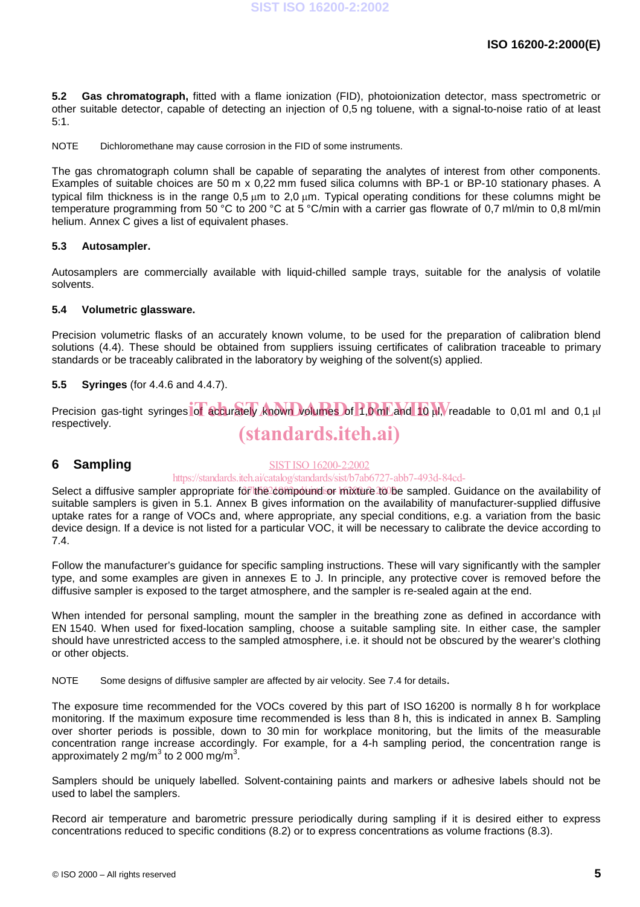**5.2 Gas chromatograph,** fitted with a flame ionization (FID), photoionization detector, mass spectrometric or other suitable detector, capable of detecting an injection of 0,5 ng toluene, with a signal-to-noise ratio of at least 5:1.

NOTE Dichloromethane may cause corrosion in the FID of some instruments.

The gas chromatograph column shall be capable of separating the analytes of interest from other components. Examples of suitable choices are 50 m x 0,22 mm fused silica columns with BP-1 or BP-10 stationary phases. A typical film thickness is in the range 0,5 µm to 2,0 µm. Typical operating conditions for these columns might be temperature programming from 50 °C to 200 °C at 5 °C/min with a carrier gas flowrate of 0,7 ml/min to 0,8 ml/min helium. Annex C gives a list of equivalent phases.

### 5.3 Autosampler.

Autosamplers are commercially available with liquid-chilled sample trays, suitable for the analysis of volatile solvents.

### 5.4 Volumetric glassware.

Precision volumetric flasks of an accurately known volume, to be used for the preparation of calibration blend solutions (4.4). These should be obtained from suppliers issuing certificates of calibration traceable to primary standards or be traceably calibrated in the laboratory by weighing of the solvent(s) applied.

### 5.5 Syringes (for 4.4.6 and 4.4.7).

Precision gas-tight syringes of accurately known volumes of 1,0 ml and 10 µl, readable to 0,01 ml and 0,1 µl respectively.

## 6 Sampling

Select a diffusive sampler appropriate for the compound or mixture to be sampled. Guidance on the availability of suitable samplers is given in 5.1. Annex B gives information on the availability of manufacturer-supplied diffusive uptake rates for a range of VOCs and, where appropriate, any special conditions, e.g. a variation from the basic device design. If a device is not listed for a particular VOC, it will be necessary to calibrate the device according to 7.4.

Follow the manufacturer's guidance for specific sampling instructions. These will vary significantly with the sampler type, and some examples are given in annexes E to J. In principle, any protective cover is removed before the diffusive sampler is exposed to the target atmosphere, and the sampler is re-sealed again at the end.

When intended for personal sampling, mount the sampler in the breathing zone as defined in accordance with EN 1540. When used for fixed-location sampling, choose a suitable sampling site. In either case, the sampler should have unrestricted access to the sampled atmosphere, i.e. it should not be obscured by the wearer's clothing or other objects.

NOTE Some designs of diffusive sampler are affected by air velocity. See 7.4 for details.

The exposure time recommended for the VOCs covered by this part of ISO 16200 is normally 8 h for workplace monitoring. If the maximum exposure time recommended is less than 8 h, this is indicated in annex B. Sampling over shorter periods is possible, down to 30 min for workplace monitoring, but the limits of the measurable concentration range increase accordingly. For example, for a 4-h sampling period, the concentration range is approximately 2 mg/m$^3$ to 2 000 mg/m$^3$.

Samplers should be uniquely labelled. Solvent-containing paints and markers or adhesive labels should not be used to label the samplers.

Record air temperature and barometric pressure periodically during sampling if it is desired either to express concentrations reduced to specific conditions (8.2) or to express concentrations as volume fractions (8.3).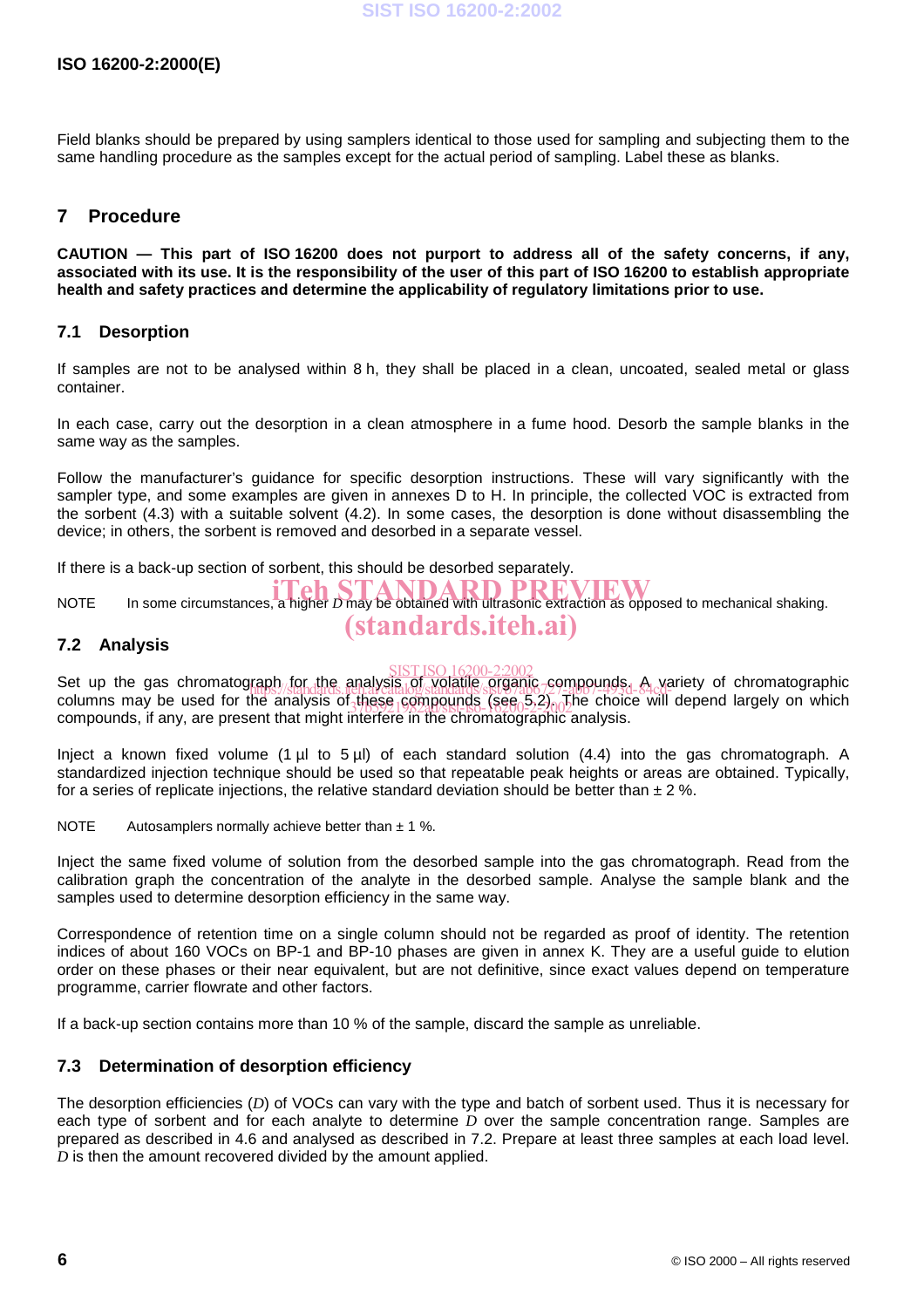Field blanks should be prepared by using samplers identical to those used for sampling and subjecting them to the same handling procedure as the samples except for the actual period of sampling. Label these as blanks.

## 7 Procedure

**CAUTION — This part of ISO 16200 does not purport to address all of the safety concerns, if any, associated with its use. It is the responsibility of the user of this part of ISO 16200 to establish appropriate health and safety practices and determine the applicability of regulatory limitations prior to use.**

### 7.1 Desorption

If samples are not to be analysed within 8 h, they shall be placed in a clean, uncoated, sealed metal or glass container.

In each case, carry out the desorption in a clean atmosphere in a fume hood. Desorb the sample blanks in the same way as the samples.

Follow the manufacturer's guidance for specific desorption instructions. These will vary significantly with the sampler type, and some examples are given in annexes D to H. In principle, the collected VOC is extracted from the sorbent (4.3) with a suitable solvent (4.2). In some cases, the desorption is done without disassembling the device; in others, the sorbent is removed and desorbed in a separate vessel.

If there is a back-up section of sorbent, this should be desorbed separately.

NOTE In some circumstances, a higher $D$ may be obtained with ultrasonic extraction as opposed to mechanical shaking.

### 7.2 Analysis

Set up the gas chromatograph for the analysis of volatile organic compounds. A variety of chromatographic columns may be used for the analysis of these compounds (see 5.2). The choice will depend largely on which compounds, if any, are present that might interfere in the chromatographic analysis.

Inject a known fixed volume (1 µl to 5 µl) of each standard solution (4.4) into the gas chromatograph. A standardized injection technique should be used so that repeatable peak heights or areas are obtained. Typically, for a series of replicate injections, the relative standard deviation should be better than ± 2 %.

NOTE Autosamplers normally achieve better than ± 1 %.

Inject the same fixed volume of solution from the desorbed sample into the gas chromatograph. Read from the calibration graph the concentration of the analyte in the desorbed sample. Analyse the sample blank and the samples used to determine desorption efficiency in the same way.

Correspondence of retention time on a single column should not be regarded as proof of identity. The retention indices of about 160 VOCs on BP-1 and BP-10 phases are given in annex K. They are a useful guide to elution order on these phases or their near equivalent, but are not definitive, since exact values depend on temperature programme, carrier flowrate and other factors.

If a back-up section contains more than 10 % of the sample, discard the sample as unreliable.

### 7.3 Determination of desorption efficiency

The desorption efficiencies ($D$) of VOCs can vary with the type and batch of sorbent used. Thus it is necessary for each type of sorbent and for each analyte to determine $D$ over the sample concentration range. Samples are prepared as described in 4.6 and analysed as described in 7.2. Prepare at least three samples at each load level. $D$ is then the amount recovered divided by the amount applied.